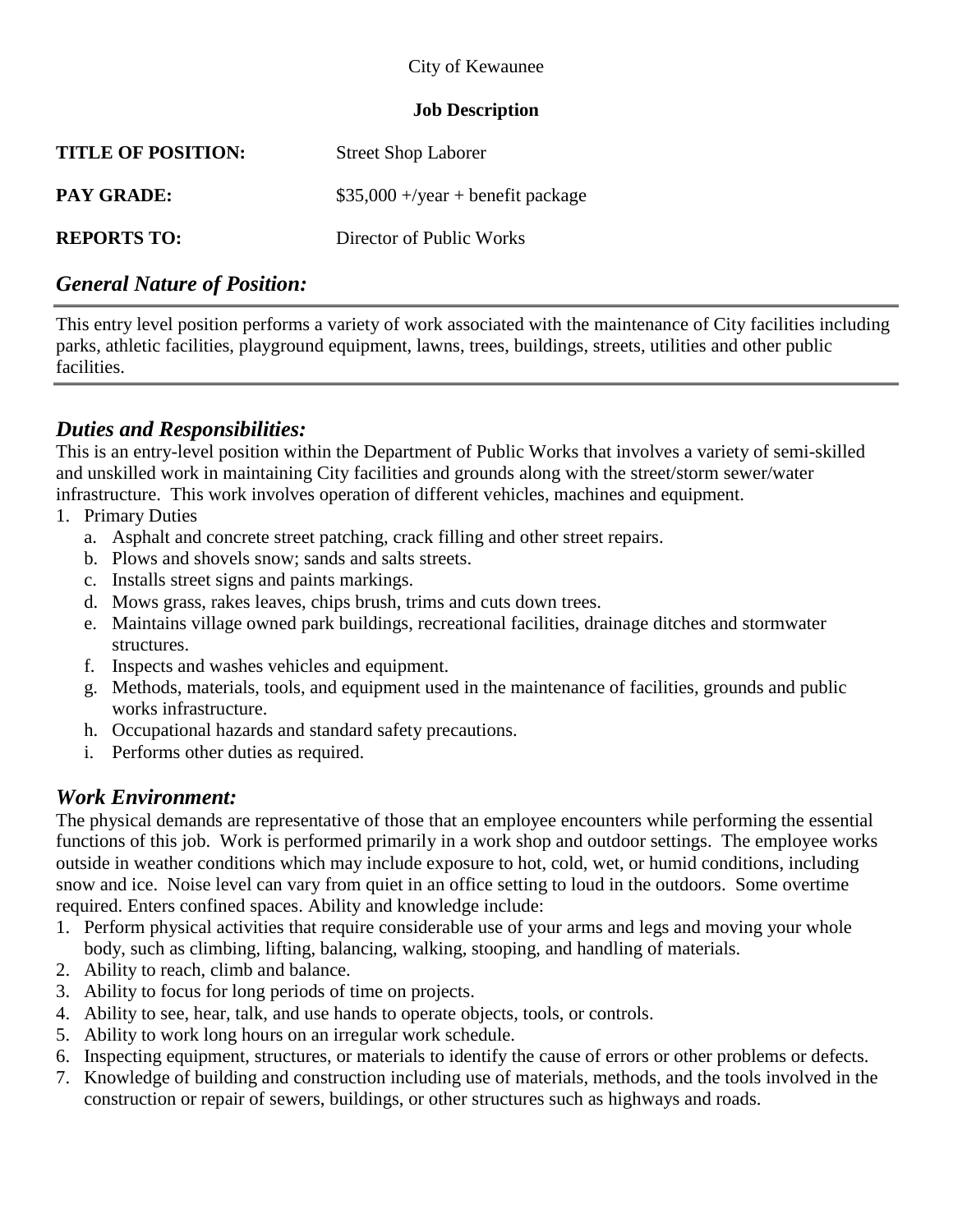City of Kewaunee

**Job Description**

**TITLE OF POSITION:** Street Shop Laborer

**PAY GRADE:** $35,000 +/year + benefit package

**REPORTS TO:** Director of Public Works

## *General Nature of Position:*

This entry level position performs a variety of work associated with the maintenance of City facilities including parks, athletic facilities, playground equipment, lawns, trees, buildings, streets, utilities and other public facilities.

## *Duties and Responsibilities:*

This is an entry-level position within the Department of Public Works that involves a variety of semi-skilled and unskilled work in maintaining City facilities and grounds along with the street/storm sewer/water infrastructure. This work involves operation of different vehicles, machines and equipment.

1. Primary Duties
   a. Asphalt and concrete street patching, crack filling and other street repairs.
   b. Plows and shovels snow; sands and salts streets.
   c. Installs street signs and paints markings.
   d. Mows grass, rakes leaves, chips brush, trims and cuts down trees.
   e. Maintains village owned park buildings, recreational facilities, drainage ditches and stormwater structures.
   f. Inspects and washes vehicles and equipment.
   g. Methods, materials, tools, and equipment used in the maintenance of facilities, grounds and public works infrastructure.
   h. Occupational hazards and standard safety precautions.
   i. Performs other duties as required.

## *Work Environment:*

The physical demands are representative of those that an employee encounters while performing the essential functions of this job. Work is performed primarily in a work shop and outdoor settings. The employee works outside in weather conditions which may include exposure to hot, cold, wet, or humid conditions, including snow and ice. Noise level can vary from quiet in an office setting to loud in the outdoors. Some overtime required. Enters confined spaces. Ability and knowledge include:

1. Perform physical activities that require considerable use of your arms and legs and moving your whole body, such as climbing, lifting, balancing, walking, stooping, and handling of materials.
2. Ability to reach, climb and balance.
3. Ability to focus for long periods of time on projects.
4. Ability to see, hear, talk, and use hands to operate objects, tools, or controls.
5. Ability to work long hours on an irregular work schedule.
6. Inspecting equipment, structures, or materials to identify the cause of errors or other problems or defects.
7. Knowledge of building and construction including use of materials, methods, and the tools involved in the construction or repair of sewers, buildings, or other structures such as highways and roads.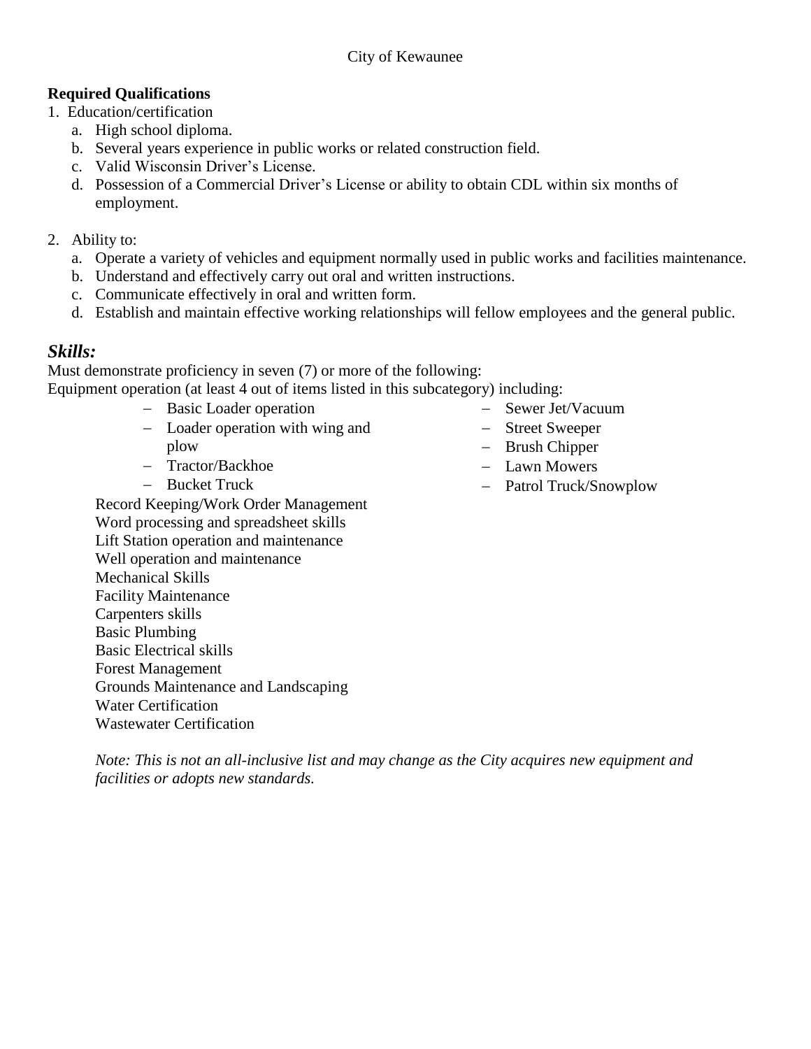City of Kewaunee

**Required Qualifications**

1. Education/certification
   a. High school diploma.
   b. Several years experience in public works or related construction field.
   c. Valid Wisconsin Driver's License.
   d. Possession of a Commercial Driver's License or ability to obtain CDL within six months of employment.

2. Ability to:
   a. Operate a variety of vehicles and equipment normally used in public works and facilities maintenance.
   b. Understand and effectively carry out oral and written instructions.
   c. Communicate effectively in oral and written form.
   d. Establish and maintain effective working relationships will fellow employees and the general public.

## *Skills:*

Must demonstrate proficiency in seven (7) or more of the following:

Equipment operation (at least 4 out of items listed in this subcategory) including:

- Basic Loader operation
- Loader operation with wing and plow
- Tractor/Backhoe
- Bucket Truck
- Sewer Jet/Vacuum
- Street Sweeper
- Brush Chipper
- Lawn Mowers
- Patrol Truck/Snowplow

Record Keeping/Work Order Management
Word processing and spreadsheet skills
Lift Station operation and maintenance
Well operation and maintenance
Mechanical Skills
Facility Maintenance
Carpenters skills
Basic Plumbing
Basic Electrical skills
Forest Management
Grounds Maintenance and Landscaping
Water Certification
Wastewater Certification

*Note: This is not an all-inclusive list and may change as the City acquires new equipment and facilities or adopts new standards.*